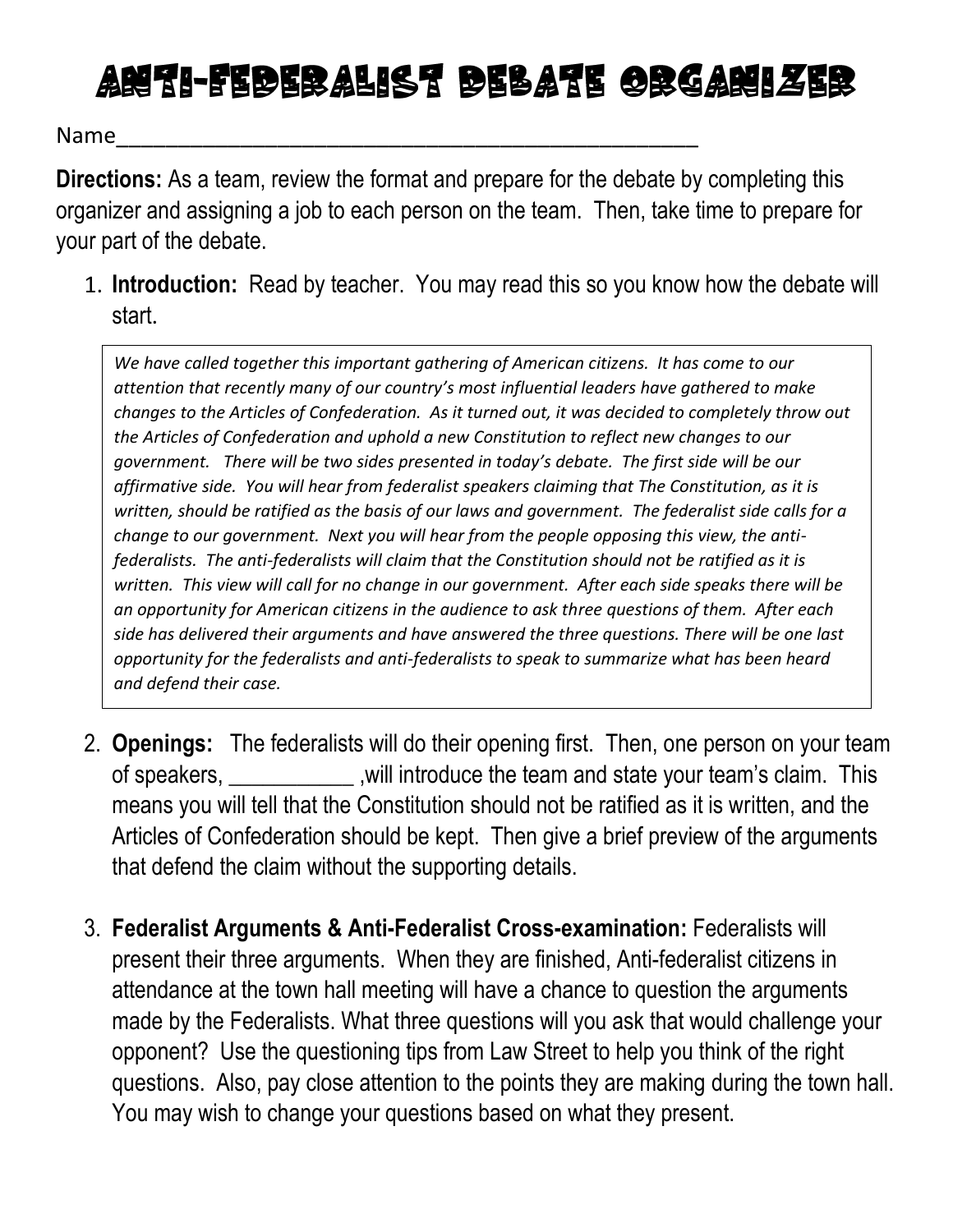# Anti-Federalist Debate Organizer

Name____________________________________________________

**Directions:** As a team, review the format and prepare for the debate by completing this organizer and assigning a job to each person on the team. Then, take time to prepare for your part of the debate.

1. **Introduction:** Read by teacher. You may read this so you know how the debate will start.

   > *We have called together this important gathering of American citizens. It has come to our attention that recently many of our country's most influential leaders have gathered to make changes to the Articles of Confederation. As it turned out, it was decided to completely throw out the Articles of Confederation and uphold a new Constitution to reflect new changes to our government. There will be two sides presented in today's debate. The first side will be our affirmative side. You will hear from federalist speakers claiming that The Constitution, as it is written, should be ratified as the basis of our laws and government. The federalist side calls for a change to our government. Next you will hear from the people opposing this view, the anti-federalists. The anti-federalists will claim that the Constitution should not be ratified as it is written. This view will call for no change in our government. After each side speaks there will be an opportunity for American citizens in the audience to ask three questions of them. After each side has delivered their arguments and have answered the three questions. There will be one last opportunity for the federalists and anti-federalists to speak to summarize what has been heard and defend their case.*

2. **Openings:** The federalists will do their opening first. Then, one person on your team of speakers, ___________ ,will introduce the team and state your team's claim. This means you will tell that the Constitution should not be ratified as it is written, and the Articles of Confederation should be kept. Then give a brief preview of the arguments that defend the claim without the supporting details.

3. **Federalist Arguments & Anti-Federalist Cross-examination:** Federalists will present their three arguments. When they are finished, Anti-federalist citizens in attendance at the town hall meeting will have a chance to question the arguments made by the Federalists. What three questions will you ask that would challenge your opponent? Use the questioning tips from Law Street to help you think of the right questions. Also, pay close attention to the points they are making during the town hall. You may wish to change your questions based on what they present.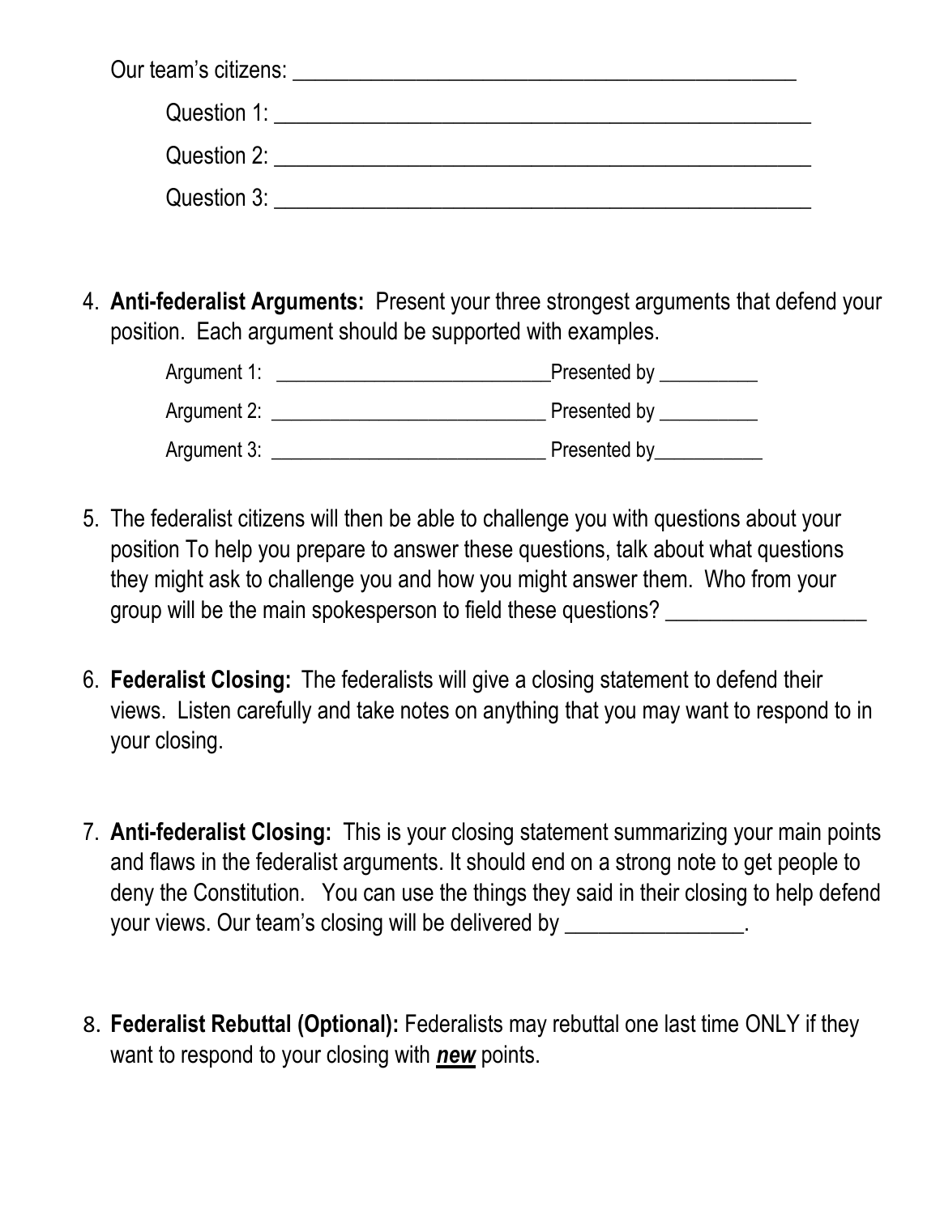Our team's citizens: ______________________________________________

Question 1: ______________________________________________

Question 2: ______________________________________________

Question 3: ______________________________________________

4. **Anti-federalist Arguments:** Present your three strongest arguments that defend your position. Each argument should be supported with examples.

   Argument 1: ___________________________Presented by __________

   Argument 2: ___________________________ Presented by __________

   Argument 3: ___________________________ Presented by___________

5. The federalist citizens will then be able to challenge you with questions about your position To help you prepare to answer these questions, talk about what questions they might ask to challenge you and how you might answer them. Who from your group will be the main spokesperson to field these questions? __________________

6. **Federalist Closing:** The federalists will give a closing statement to defend their views. Listen carefully and take notes on anything that you may want to respond to in your closing.

7. **Anti-federalist Closing:** This is your closing statement summarizing your main points and flaws in the federalist arguments. It should end on a strong note to get people to deny the Constitution. You can use the things they said in their closing to help defend your views. Our team's closing will be delivered by ________________.

8. **Federalist Rebuttal (Optional):** Federalists may rebuttal one last time ONLY if they want to respond to your closing with ***new*** points.